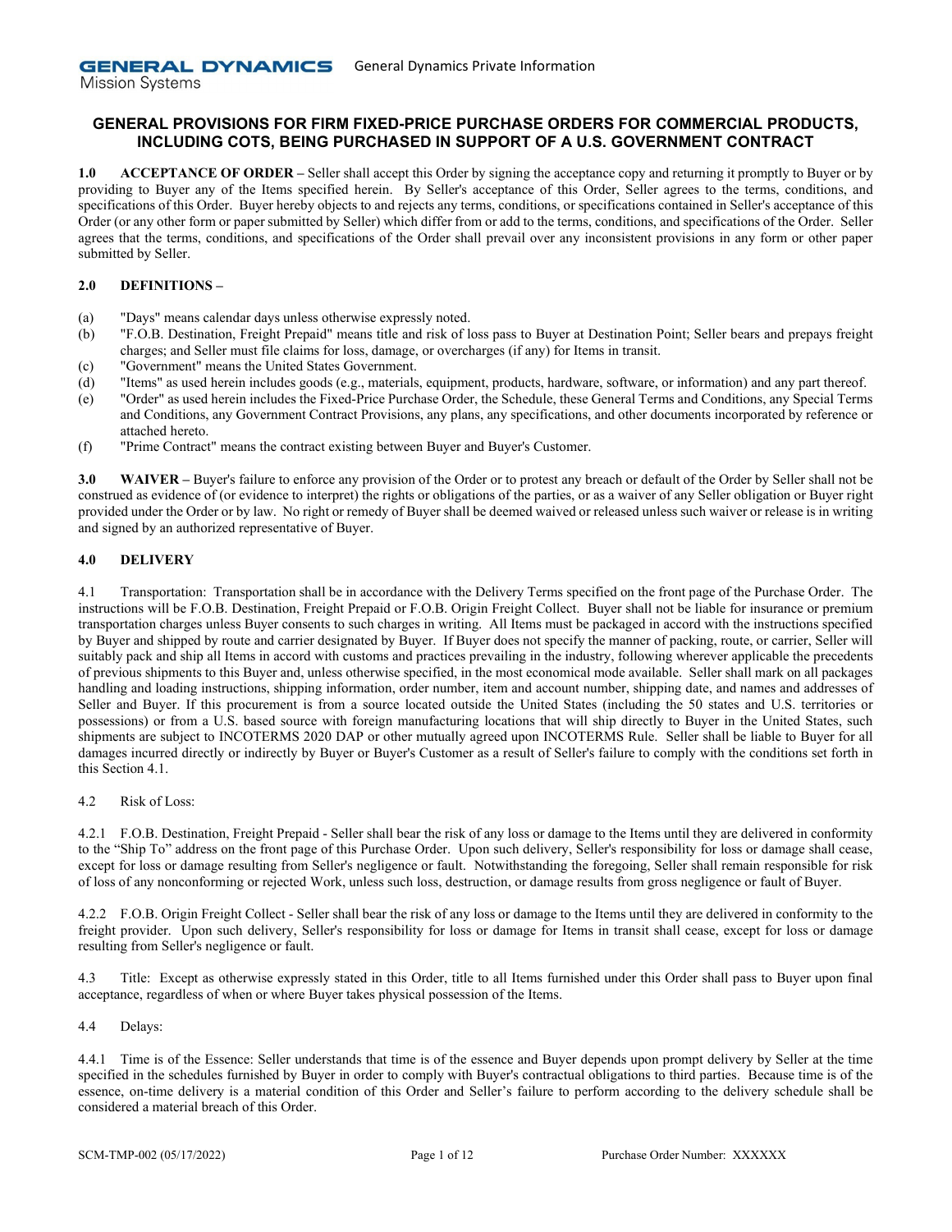# GENERAL PROVISIONS FOR FIRM FIXED-PRICE PURCHASE ORDERS FOR COMMERCIAL PRODUCTS, INCLUDING COTS, BEING PURCHASED IN SUPPORT OF A U.S. GOVERNMENT CONTRACT

**1.0 ACCEPTANCE OF ORDER –** Seller shall accept this Order by signing the acceptance copy and returning it promptly to Buyer or by providing to Buyer any of the Items specified herein. By Seller's acceptance of this Order, Seller agrees to the terms, conditions, and specifications of this Order. Buyer hereby objects to and rejects any terms, conditions, or specifications contained in Seller's acceptance of this Order (or any other form or paper submitted by Seller) which differ from or add to the terms, conditions, and specifications of the Order. Seller agrees that the terms, conditions, and specifications of the Order shall prevail over any inconsistent provisions in any form or other paper submitted by Seller.

**2.0 DEFINITIONS –**

(a) "Days" means calendar days unless otherwise expressly noted.
(b) "F.O.B. Destination, Freight Prepaid" means title and risk of loss pass to Buyer at Destination Point; Seller bears and prepays freight charges; and Seller must file claims for loss, damage, or overcharges (if any) for Items in transit.
(c) "Government" means the United States Government.
(d) "Items" as used herein includes goods (e.g., materials, equipment, products, hardware, software, or information) and any part thereof.
(e) "Order" as used herein includes the Fixed-Price Purchase Order, the Schedule, these General Terms and Conditions, any Special Terms and Conditions, any Government Contract Provisions, any plans, any specifications, and other documents incorporated by reference or attached hereto.
(f) "Prime Contract" means the contract existing between Buyer and Buyer's Customer.

**3.0 WAIVER –** Buyer's failure to enforce any provision of the Order or to protest any breach or default of the Order by Seller shall not be construed as evidence of (or evidence to interpret) the rights or obligations of the parties, or as a waiver of any Seller obligation or Buyer right provided under the Order or by law. No right or remedy of Buyer shall be deemed waived or released unless such waiver or release is in writing and signed by an authorized representative of Buyer.

**4.0 DELIVERY**

4.1 Transportation: Transportation shall be in accordance with the Delivery Terms specified on the front page of the Purchase Order. The instructions will be F.O.B. Destination, Freight Prepaid or F.O.B. Origin Freight Collect. Buyer shall not be liable for insurance or premium transportation charges unless Buyer consents to such charges in writing. All Items must be packaged in accord with the instructions specified by Buyer and shipped by route and carrier designated by Buyer. If Buyer does not specify the manner of packing, route, or carrier, Seller will suitably pack and ship all Items in accord with customs and practices prevailing in the industry, following wherever applicable the precedents of previous shipments to this Buyer and, unless otherwise specified, in the most economical mode available. Seller shall mark on all packages handling and loading instructions, shipping information, order number, item and account number, shipping date, and names and addresses of Seller and Buyer. If this procurement is from a source located outside the United States (including the 50 states and U.S. territories or possessions) or from a U.S. based source with foreign manufacturing locations that will ship directly to Buyer in the United States, such shipments are subject to INCOTERMS 2020 DAP or other mutually agreed upon INCOTERMS Rule. Seller shall be liable to Buyer for all damages incurred directly or indirectly by Buyer or Buyer's Customer as a result of Seller's failure to comply with the conditions set forth in this Section 4.1.

4.2 Risk of Loss:

4.2.1 F.O.B. Destination, Freight Prepaid - Seller shall bear the risk of any loss or damage to the Items until they are delivered in conformity to the "Ship To" address on the front page of this Purchase Order. Upon such delivery, Seller's responsibility for loss or damage shall cease, except for loss or damage resulting from Seller's negligence or fault. Notwithstanding the foregoing, Seller shall remain responsible for risk of loss of any nonconforming or rejected Work, unless such loss, destruction, or damage results from gross negligence or fault of Buyer.

4.2.2 F.O.B. Origin Freight Collect - Seller shall bear the risk of any loss or damage to the Items until they are delivered in conformity to the freight provider. Upon such delivery, Seller's responsibility for loss or damage for Items in transit shall cease, except for loss or damage resulting from Seller's negligence or fault.

4.3 Title: Except as otherwise expressly stated in this Order, title to all Items furnished under this Order shall pass to Buyer upon final acceptance, regardless of when or where Buyer takes physical possession of the Items.

4.4 Delays:

4.4.1 Time is of the Essence: Seller understands that time is of the essence and Buyer depends upon prompt delivery by Seller at the time specified in the schedules furnished by Buyer in order to comply with Buyer's contractual obligations to third parties. Because time is of the essence, on-time delivery is a material condition of this Order and Seller's failure to perform according to the delivery schedule shall be considered a material breach of this Order.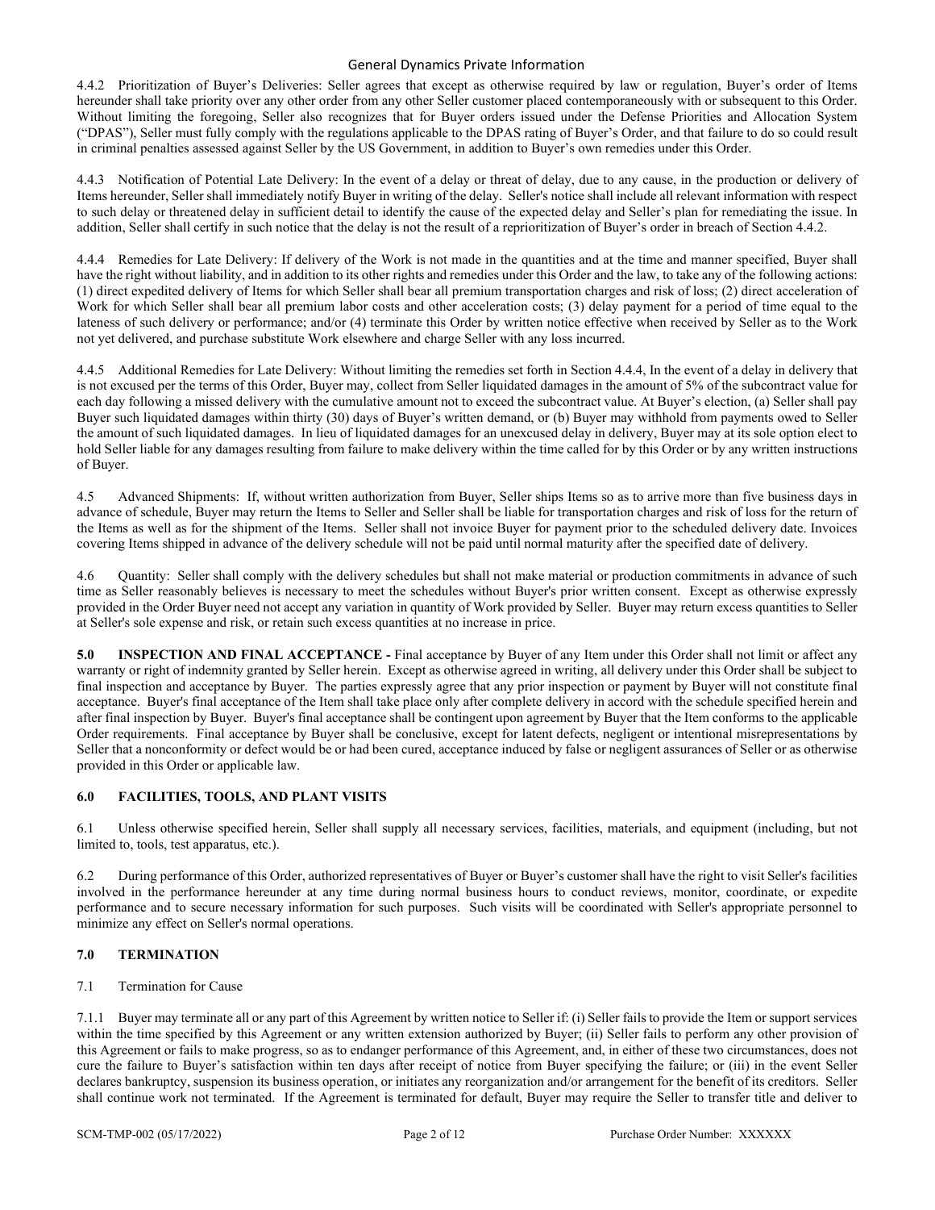4.4.2 Prioritization of Buyer's Deliveries: Seller agrees that except as otherwise required by law or regulation, Buyer's order of Items hereunder shall take priority over any other order from any other Seller customer placed contemporaneously with or subsequent to this Order. Without limiting the foregoing, Seller also recognizes that for Buyer orders issued under the Defense Priorities and Allocation System ("DPAS"), Seller must fully comply with the regulations applicable to the DPAS rating of Buyer's Order, and that failure to do so could result in criminal penalties assessed against Seller by the US Government, in addition to Buyer's own remedies under this Order.

4.4.3 Notification of Potential Late Delivery: In the event of a delay or threat of delay, due to any cause, in the production or delivery of Items hereunder, Seller shall immediately notify Buyer in writing of the delay. Seller's notice shall include all relevant information with respect to such delay or threatened delay in sufficient detail to identify the cause of the expected delay and Seller's plan for remediating the issue. In addition, Seller shall certify in such notice that the delay is not the result of a reprioritization of Buyer's order in breach of Section 4.4.2.

4.4.4 Remedies for Late Delivery: If delivery of the Work is not made in the quantities and at the time and manner specified, Buyer shall have the right without liability, and in addition to its other rights and remedies under this Order and the law, to take any of the following actions: (1) direct expedited delivery of Items for which Seller shall bear all premium transportation charges and risk of loss; (2) direct acceleration of Work for which Seller shall bear all premium labor costs and other acceleration costs; (3) delay payment for a period of time equal to the lateness of such delivery or performance; and/or (4) terminate this Order by written notice effective when received by Seller as to the Work not yet delivered, and purchase substitute Work elsewhere and charge Seller with any loss incurred.

4.4.5 Additional Remedies for Late Delivery: Without limiting the remedies set forth in Section 4.4.4, In the event of a delay in delivery that is not excused per the terms of this Order, Buyer may, collect from Seller liquidated damages in the amount of 5% of the subcontract value for each day following a missed delivery with the cumulative amount not to exceed the subcontract value. At Buyer's election, (a) Seller shall pay Buyer such liquidated damages within thirty (30) days of Buyer's written demand, or (b) Buyer may withhold from payments owed to Seller the amount of such liquidated damages. In lieu of liquidated damages for an unexcused delay in delivery, Buyer may at its sole option elect to hold Seller liable for any damages resulting from failure to make delivery within the time called for by this Order or by any written instructions of Buyer.

4.5 Advanced Shipments: If, without written authorization from Buyer, Seller ships Items so as to arrive more than five business days in advance of schedule, Buyer may return the Items to Seller and Seller shall be liable for transportation charges and risk of loss for the return of the Items as well as for the shipment of the Items. Seller shall not invoice Buyer for payment prior to the scheduled delivery date. Invoices covering Items shipped in advance of the delivery schedule will not be paid until normal maturity after the specified date of delivery.

4.6 Quantity: Seller shall comply with the delivery schedules but shall not make material or production commitments in advance of such time as Seller reasonably believes is necessary to meet the schedules without Buyer's prior written consent. Except as otherwise expressly provided in the Order Buyer need not accept any variation in quantity of Work provided by Seller. Buyer may return excess quantities to Seller at Seller's sole expense and risk, or retain such excess quantities at no increase in price.

**5.0 INSPECTION AND FINAL ACCEPTANCE -** Final acceptance by Buyer of any Item under this Order shall not limit or affect any warranty or right of indemnity granted by Seller herein. Except as otherwise agreed in writing, all delivery under this Order shall be subject to final inspection and acceptance by Buyer. The parties expressly agree that any prior inspection or payment by Buyer will not constitute final acceptance. Buyer's final acceptance of the Item shall take place only after complete delivery in accord with the schedule specified herein and after final inspection by Buyer. Buyer's final acceptance shall be contingent upon agreement by Buyer that the Item conforms to the applicable Order requirements. Final acceptance by Buyer shall be conclusive, except for latent defects, negligent or intentional misrepresentations by Seller that a nonconformity or defect would be or had been cured, acceptance induced by false or negligent assurances of Seller or as otherwise provided in this Order or applicable law.

## 6.0 FACILITIES, TOOLS, AND PLANT VISITS

6.1 Unless otherwise specified herein, Seller shall supply all necessary services, facilities, materials, and equipment (including, but not limited to, tools, test apparatus, etc.).

6.2 During performance of this Order, authorized representatives of Buyer or Buyer's customer shall have the right to visit Seller's facilities involved in the performance hereunder at any time during normal business hours to conduct reviews, monitor, coordinate, or expedite performance and to secure necessary information for such purposes. Such visits will be coordinated with Seller's appropriate personnel to minimize any effect on Seller's normal operations.

## 7.0 TERMINATION

7.1 Termination for Cause

7.1.1 Buyer may terminate all or any part of this Agreement by written notice to Seller if: (i) Seller fails to provide the Item or support services within the time specified by this Agreement or any written extension authorized by Buyer; (ii) Seller fails to perform any other provision of this Agreement or fails to make progress, so as to endanger performance of this Agreement, and, in either of these two circumstances, does not cure the failure to Buyer's satisfaction within ten days after receipt of notice from Buyer specifying the failure; or (iii) in the event Seller declares bankruptcy, suspension its business operation, or initiates any reorganization and/or arrangement for the benefit of its creditors. Seller shall continue work not terminated. If the Agreement is terminated for default, Buyer may require the Seller to transfer title and deliver to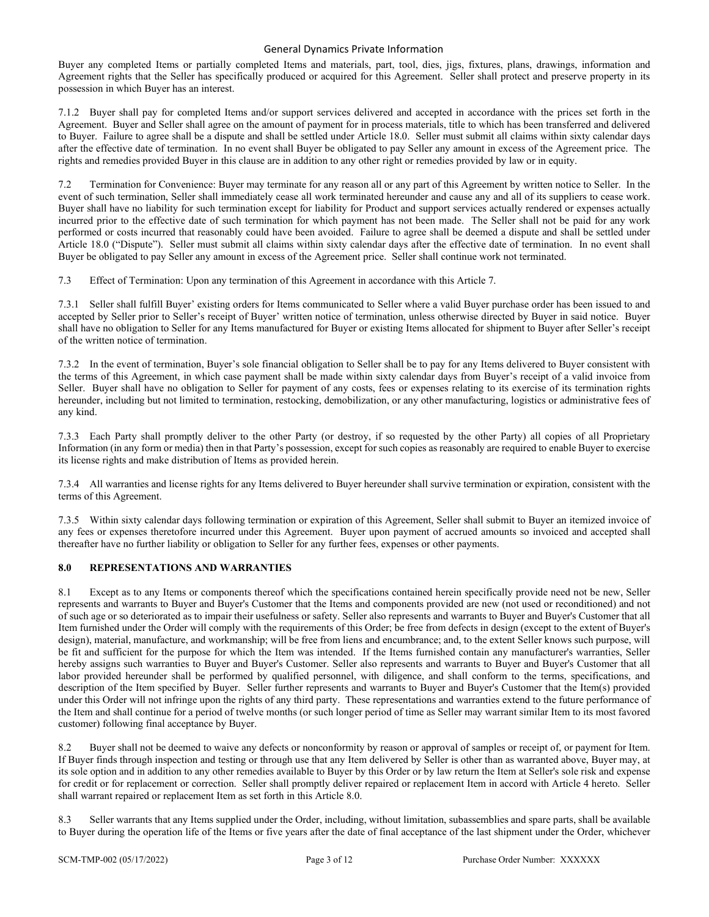Buyer any completed Items or partially completed Items and materials, part, tool, dies, jigs, fixtures, plans, drawings, information and Agreement rights that the Seller has specifically produced or acquired for this Agreement. Seller shall protect and preserve property in its possession in which Buyer has an interest.

7.1.2 Buyer shall pay for completed Items and/or support services delivered and accepted in accordance with the prices set forth in the Agreement. Buyer and Seller shall agree on the amount of payment for in process materials, title to which has been transferred and delivered to Buyer. Failure to agree shall be a dispute and shall be settled under Article 18.0. Seller must submit all claims within sixty calendar days after the effective date of termination. In no event shall Buyer be obligated to pay Seller any amount in excess of the Agreement price. The rights and remedies provided Buyer in this clause are in addition to any other right or remedies provided by law or in equity.

7.2 Termination for Convenience: Buyer may terminate for any reason all or any part of this Agreement by written notice to Seller. In the event of such termination, Seller shall immediately cease all work terminated hereunder and cause any and all of its suppliers to cease work. Buyer shall have no liability for such termination except for liability for Product and support services actually rendered or expenses actually incurred prior to the effective date of such termination for which payment has not been made. The Seller shall not be paid for any work performed or costs incurred that reasonably could have been avoided. Failure to agree shall be deemed a dispute and shall be settled under Article 18.0 ("Dispute"). Seller must submit all claims within sixty calendar days after the effective date of termination. In no event shall Buyer be obligated to pay Seller any amount in excess of the Agreement price. Seller shall continue work not terminated.

7.3 Effect of Termination: Upon any termination of this Agreement in accordance with this Article 7.

7.3.1 Seller shall fulfill Buyer' existing orders for Items communicated to Seller where a valid Buyer purchase order has been issued to and accepted by Seller prior to Seller's receipt of Buyer' written notice of termination, unless otherwise directed by Buyer in said notice. Buyer shall have no obligation to Seller for any Items manufactured for Buyer or existing Items allocated for shipment to Buyer after Seller's receipt of the written notice of termination.

7.3.2 In the event of termination, Buyer's sole financial obligation to Seller shall be to pay for any Items delivered to Buyer consistent with the terms of this Agreement, in which case payment shall be made within sixty calendar days from Buyer's receipt of a valid invoice from Seller. Buyer shall have no obligation to Seller for payment of any costs, fees or expenses relating to its exercise of its termination rights hereunder, including but not limited to termination, restocking, demobilization, or any other manufacturing, logistics or administrative fees of any kind.

7.3.3 Each Party shall promptly deliver to the other Party (or destroy, if so requested by the other Party) all copies of all Proprietary Information (in any form or media) then in that Party's possession, except for such copies as reasonably are required to enable Buyer to exercise its license rights and make distribution of Items as provided herein.

7.3.4 All warranties and license rights for any Items delivered to Buyer hereunder shall survive termination or expiration, consistent with the terms of this Agreement.

7.3.5 Within sixty calendar days following termination or expiration of this Agreement, Seller shall submit to Buyer an itemized invoice of any fees or expenses theretofore incurred under this Agreement. Buyer upon payment of accrued amounts so invoiced and accepted shall thereafter have no further liability or obligation to Seller for any further fees, expenses or other payments.

## 8.0 REPRESENTATIONS AND WARRANTIES

8.1 Except as to any Items or components thereof which the specifications contained herein specifically provide need not be new, Seller represents and warrants to Buyer and Buyer's Customer that the Items and components provided are new (not used or reconditioned) and not of such age or so deteriorated as to impair their usefulness or safety. Seller also represents and warrants to Buyer and Buyer's Customer that all Item furnished under the Order will comply with the requirements of this Order; be free from defects in design (except to the extent of Buyer's design), material, manufacture, and workmanship; will be free from liens and encumbrance; and, to the extent Seller knows such purpose, will be fit and sufficient for the purpose for which the Item was intended. If the Items furnished contain any manufacturer's warranties, Seller hereby assigns such warranties to Buyer and Buyer's Customer. Seller also represents and warrants to Buyer and Buyer's Customer that all labor provided hereunder shall be performed by qualified personnel, with diligence, and shall conform to the terms, specifications, and description of the Item specified by Buyer. Seller further represents and warrants to Buyer and Buyer's Customer that the Item(s) provided under this Order will not infringe upon the rights of any third party. These representations and warranties extend to the future performance of the Item and shall continue for a period of twelve months (or such longer period of time as Seller may warrant similar Item to its most favored customer) following final acceptance by Buyer.

8.2 Buyer shall not be deemed to waive any defects or nonconformity by reason or approval of samples or receipt of, or payment for Item. If Buyer finds through inspection and testing or through use that any Item delivered by Seller is other than as warranted above, Buyer may, at its sole option and in addition to any other remedies available to Buyer by this Order or by law return the Item at Seller's sole risk and expense for credit or for replacement or correction. Seller shall promptly deliver repaired or replacement Item in accord with Article 4 hereto. Seller shall warrant repaired or replacement Item as set forth in this Article 8.0.

8.3 Seller warrants that any Items supplied under the Order, including, without limitation, subassemblies and spare parts, shall be available to Buyer during the operation life of the Items or five years after the date of final acceptance of the last shipment under the Order, whichever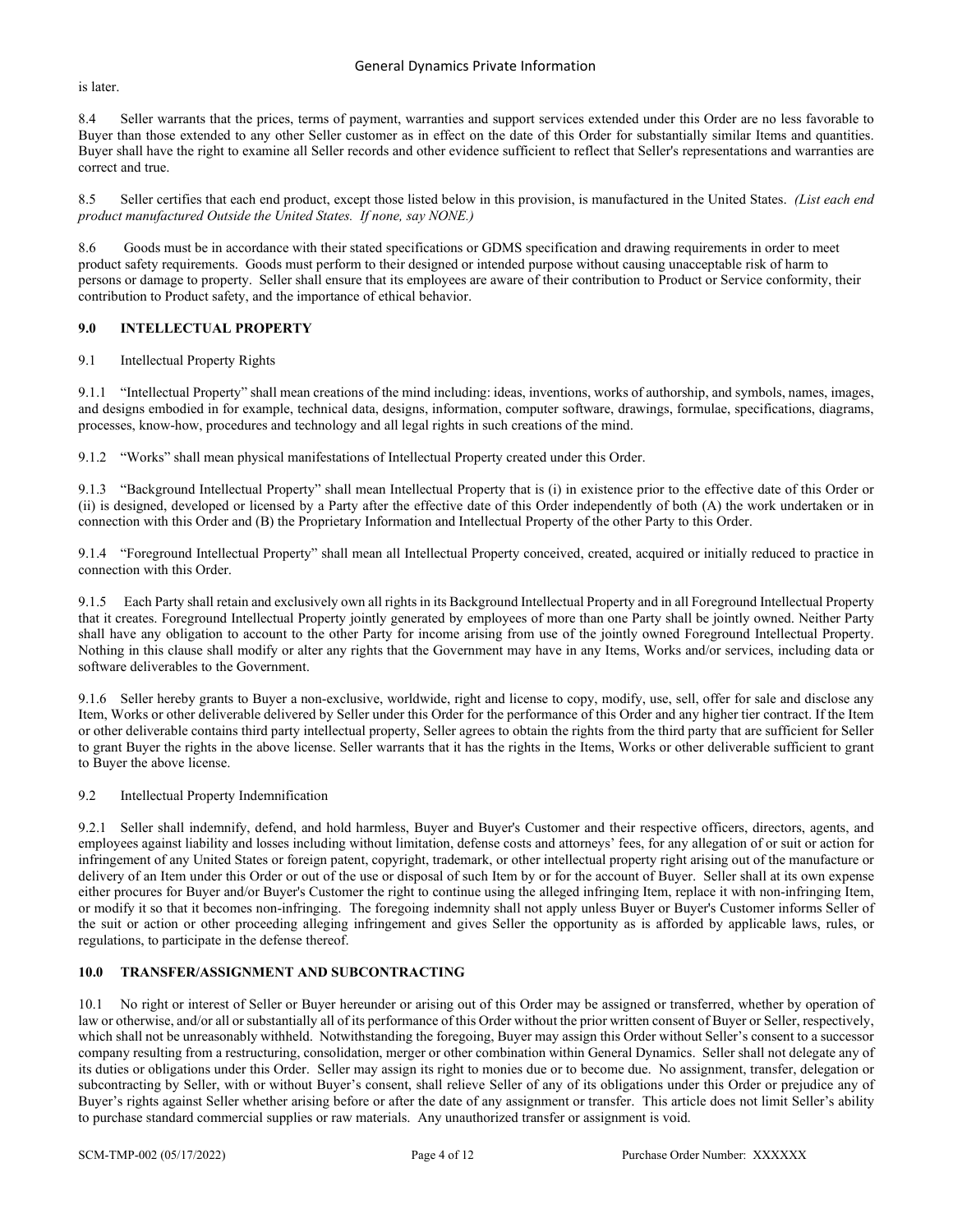is later.

8.4 Seller warrants that the prices, terms of payment, warranties and support services extended under this Order are no less favorable to Buyer than those extended to any other Seller customer as in effect on the date of this Order for substantially similar Items and quantities. Buyer shall have the right to examine all Seller records and other evidence sufficient to reflect that Seller's representations and warranties are correct and true.

8.5 Seller certifies that each end product, except those listed below in this provision, is manufactured in the United States. *(List each end product manufactured Outside the United States. If none, say NONE.)*

8.6 Goods must be in accordance with their stated specifications or GDMS specification and drawing requirements in order to meet product safety requirements. Goods must perform to their designed or intended purpose without causing unacceptable risk of harm to persons or damage to property. Seller shall ensure that its employees are aware of their contribution to Product or Service conformity, their contribution to Product safety, and the importance of ethical behavior.

## 9.0 INTELLECTUAL PROPERTY

9.1 Intellectual Property Rights

9.1.1 "Intellectual Property" shall mean creations of the mind including: ideas, inventions, works of authorship, and symbols, names, images, and designs embodied in for example, technical data, designs, information, computer software, drawings, formulae, specifications, diagrams, processes, know-how, procedures and technology and all legal rights in such creations of the mind.

9.1.2 "Works" shall mean physical manifestations of Intellectual Property created under this Order.

9.1.3 "Background Intellectual Property" shall mean Intellectual Property that is (i) in existence prior to the effective date of this Order or (ii) is designed, developed or licensed by a Party after the effective date of this Order independently of both (A) the work undertaken or in connection with this Order and (B) the Proprietary Information and Intellectual Property of the other Party to this Order.

9.1.4 "Foreground Intellectual Property" shall mean all Intellectual Property conceived, created, acquired or initially reduced to practice in connection with this Order.

9.1.5 Each Party shall retain and exclusively own all rights in its Background Intellectual Property and in all Foreground Intellectual Property that it creates. Foreground Intellectual Property jointly generated by employees of more than one Party shall be jointly owned. Neither Party shall have any obligation to account to the other Party for income arising from use of the jointly owned Foreground Intellectual Property. Nothing in this clause shall modify or alter any rights that the Government may have in any Items, Works and/or services, including data or software deliverables to the Government.

9.1.6 Seller hereby grants to Buyer a non-exclusive, worldwide, right and license to copy, modify, use, sell, offer for sale and disclose any Item, Works or other deliverable delivered by Seller under this Order for the performance of this Order and any higher tier contract. If the Item or other deliverable contains third party intellectual property, Seller agrees to obtain the rights from the third party that are sufficient for Seller to grant Buyer the rights in the above license. Seller warrants that it has the rights in the Items, Works or other deliverable sufficient to grant to Buyer the above license.

9.2 Intellectual Property Indemnification

9.2.1 Seller shall indemnify, defend, and hold harmless, Buyer and Buyer's Customer and their respective officers, directors, agents, and employees against liability and losses including without limitation, defense costs and attorneys' fees, for any allegation of or suit or action for infringement of any United States or foreign patent, copyright, trademark, or other intellectual property right arising out of the manufacture or delivery of an Item under this Order or out of the use or disposal of such Item by or for the account of Buyer. Seller shall at its own expense either procures for Buyer and/or Buyer's Customer the right to continue using the alleged infringing Item, replace it with non-infringing Item, or modify it so that it becomes non-infringing. The foregoing indemnity shall not apply unless Buyer or Buyer's Customer informs Seller of the suit or action or other proceeding alleging infringement and gives Seller the opportunity as is afforded by applicable laws, rules, or regulations, to participate in the defense thereof.

## 10.0 TRANSFER/ASSIGNMENT AND SUBCONTRACTING

10.1 No right or interest of Seller or Buyer hereunder or arising out of this Order may be assigned or transferred, whether by operation of law or otherwise, and/or all or substantially all of its performance of this Order without the prior written consent of Buyer or Seller, respectively, which shall not be unreasonably withheld. Notwithstanding the foregoing, Buyer may assign this Order without Seller's consent to a successor company resulting from a restructuring, consolidation, merger or other combination within General Dynamics. Seller shall not delegate any of its duties or obligations under this Order. Seller may assign its right to monies due or to become due. No assignment, transfer, delegation or subcontracting by Seller, with or without Buyer's consent, shall relieve Seller of any of its obligations under this Order or prejudice any of Buyer's rights against Seller whether arising before or after the date of any assignment or transfer. This article does not limit Seller's ability to purchase standard commercial supplies or raw materials. Any unauthorized transfer or assignment is void.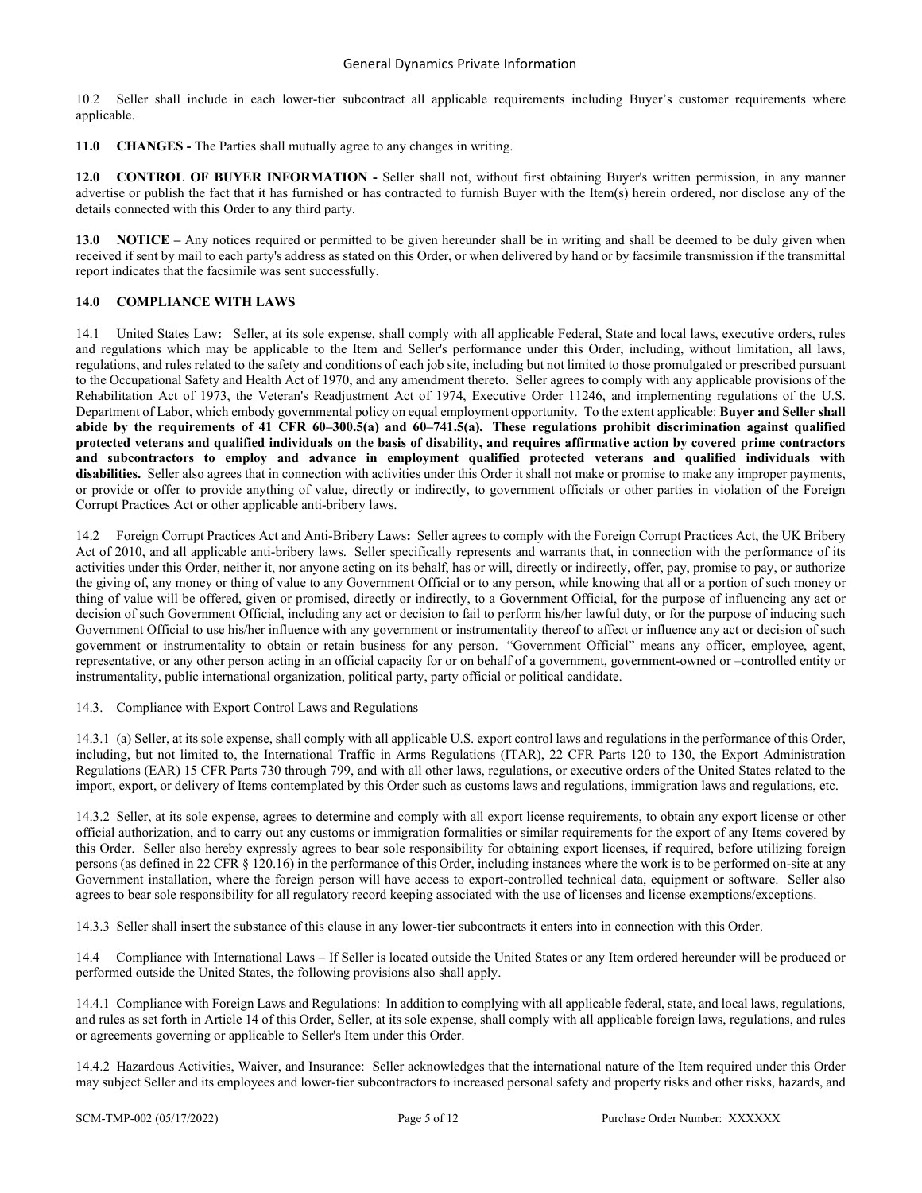10.2 Seller shall include in each lower-tier subcontract all applicable requirements including Buyer's customer requirements where applicable.

**11.0 CHANGES -** The Parties shall mutually agree to any changes in writing.

**12.0 CONTROL OF BUYER INFORMATION -** Seller shall not, without first obtaining Buyer's written permission, in any manner advertise or publish the fact that it has furnished or has contracted to furnish Buyer with the Item(s) herein ordered, nor disclose any of the details connected with this Order to any third party.

**13.0 NOTICE –** Any notices required or permitted to be given hereunder shall be in writing and shall be deemed to be duly given when received if sent by mail to each party's address as stated on this Order, or when delivered by hand or by facsimile transmission if the transmittal report indicates that the facsimile was sent successfully.

**14.0 COMPLIANCE WITH LAWS**

14.1 United States Law**:** Seller, at its sole expense, shall comply with all applicable Federal, State and local laws, executive orders, rules and regulations which may be applicable to the Item and Seller's performance under this Order, including, without limitation, all laws, regulations, and rules related to the safety and conditions of each job site, including but not limited to those promulgated or prescribed pursuant to the Occupational Safety and Health Act of 1970, and any amendment thereto. Seller agrees to comply with any applicable provisions of the Rehabilitation Act of 1973, the Veteran's Readjustment Act of 1974, Executive Order 11246, and implementing regulations of the U.S. Department of Labor, which embody governmental policy on equal employment opportunity. To the extent applicable: **Buyer and Seller shall abide by the requirements of 41 CFR 60–300.5(a) and 60–741.5(a). These regulations prohibit discrimination against qualified protected veterans and qualified individuals on the basis of disability, and requires affirmative action by covered prime contractors and subcontractors to employ and advance in employment qualified protected veterans and qualified individuals with disabilities.** Seller also agrees that in connection with activities under this Order it shall not make or promise to make any improper payments, or provide or offer to provide anything of value, directly or indirectly, to government officials or other parties in violation of the Foreign Corrupt Practices Act or other applicable anti-bribery laws.

14.2 Foreign Corrupt Practices Act and Anti-Bribery Laws**:** Seller agrees to comply with the Foreign Corrupt Practices Act, the UK Bribery Act of 2010, and all applicable anti-bribery laws. Seller specifically represents and warrants that, in connection with the performance of its activities under this Order, neither it, nor anyone acting on its behalf, has or will, directly or indirectly, offer, pay, promise to pay, or authorize the giving of, any money or thing of value to any Government Official or to any person, while knowing that all or a portion of such money or thing of value will be offered, given or promised, directly or indirectly, to a Government Official, for the purpose of influencing any act or decision of such Government Official, including any act or decision to fail to perform his/her lawful duty, or for the purpose of inducing such Government Official to use his/her influence with any government or instrumentality thereof to affect or influence any act or decision of such government or instrumentality to obtain or retain business for any person. "Government Official" means any officer, employee, agent, representative, or any other person acting in an official capacity for or on behalf of a government, government-owned or –controlled entity or instrumentality, public international organization, political party, party official or political candidate.

14.3. Compliance with Export Control Laws and Regulations

14.3.1 (a) Seller, at its sole expense, shall comply with all applicable U.S. export control laws and regulations in the performance of this Order, including, but not limited to, the International Traffic in Arms Regulations (ITAR), 22 CFR Parts 120 to 130, the Export Administration Regulations (EAR) 15 CFR Parts 730 through 799, and with all other laws, regulations, or executive orders of the United States related to the import, export, or delivery of Items contemplated by this Order such as customs laws and regulations, immigration laws and regulations, etc.

14.3.2 Seller, at its sole expense, agrees to determine and comply with all export license requirements, to obtain any export license or other official authorization, and to carry out any customs or immigration formalities or similar requirements for the export of any Items covered by this Order. Seller also hereby expressly agrees to bear sole responsibility for obtaining export licenses, if required, before utilizing foreign persons (as defined in 22 CFR § 120.16) in the performance of this Order, including instances where the work is to be performed on-site at any Government installation, where the foreign person will have access to export-controlled technical data, equipment or software. Seller also agrees to bear sole responsibility for all regulatory record keeping associated with the use of licenses and license exemptions/exceptions.

14.3.3 Seller shall insert the substance of this clause in any lower-tier subcontracts it enters into in connection with this Order.

14.4 Compliance with International Laws – If Seller is located outside the United States or any Item ordered hereunder will be produced or performed outside the United States, the following provisions also shall apply.

14.4.1 Compliance with Foreign Laws and Regulations: In addition to complying with all applicable federal, state, and local laws, regulations, and rules as set forth in Article 14 of this Order, Seller, at its sole expense, shall comply with all applicable foreign laws, regulations, and rules or agreements governing or applicable to Seller's Item under this Order.

14.4.2 Hazardous Activities, Waiver, and Insurance: Seller acknowledges that the international nature of the Item required under this Order may subject Seller and its employees and lower-tier subcontractors to increased personal safety and property risks and other risks, hazards, and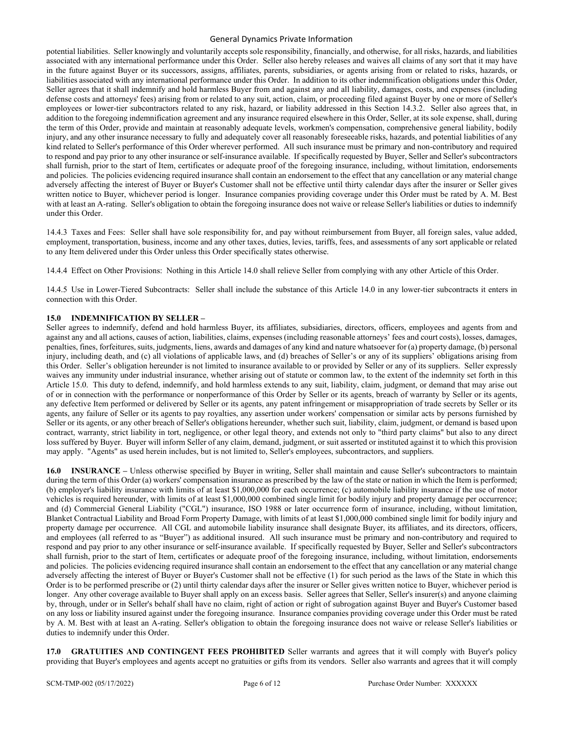potential liabilities. Seller knowingly and voluntarily accepts sole responsibility, financially, and otherwise, for all risks, hazards, and liabilities associated with any international performance under this Order. Seller also hereby releases and waives all claims of any sort that it may have in the future against Buyer or its successors, assigns, affiliates, parents, subsidiaries, or agents arising from or related to risks, hazards, or liabilities associated with any international performance under this Order. In addition to its other indemnification obligations under this Order, Seller agrees that it shall indemnify and hold harmless Buyer from and against any and all liability, damages, costs, and expenses (including defense costs and attorneys' fees) arising from or related to any suit, action, claim, or proceeding filed against Buyer by one or more of Seller's employees or lower-tier subcontractors related to any risk, hazard, or liability addressed in this Section 14.3.2. Seller also agrees that, in addition to the foregoing indemnification agreement and any insurance required elsewhere in this Order, Seller, at its sole expense, shall, during the term of this Order, provide and maintain at reasonably adequate levels, workmen's compensation, comprehensive general liability, bodily injury, and any other insurance necessary to fully and adequately cover all reasonably foreseeable risks, hazards, and potential liabilities of any kind related to Seller's performance of this Order wherever performed. All such insurance must be primary and non-contributory and required to respond and pay prior to any other insurance or self-insurance available. If specifically requested by Buyer, Seller and Seller's subcontractors shall furnish, prior to the start of Item, certificates or adequate proof of the foregoing insurance, including, without limitation, endorsements and policies. The policies evidencing required insurance shall contain an endorsement to the effect that any cancellation or any material change adversely affecting the interest of Buyer or Buyer's Customer shall not be effective until thirty calendar days after the insurer or Seller gives written notice to Buyer, whichever period is longer. Insurance companies providing coverage under this Order must be rated by A. M. Best with at least an A-rating. Seller's obligation to obtain the foregoing insurance does not waive or release Seller's liabilities or duties to indemnify under this Order.

14.4.3 Taxes and Fees: Seller shall have sole responsibility for, and pay without reimbursement from Buyer, all foreign sales, value added, employment, transportation, business, income and any other taxes, duties, levies, tariffs, fees, and assessments of any sort applicable or related to any Item delivered under this Order unless this Order specifically states otherwise.

14.4.4 Effect on Other Provisions: Nothing in this Article 14.0 shall relieve Seller from complying with any other Article of this Order.

14.4.5 Use in Lower-Tiered Subcontracts: Seller shall include the substance of this Article 14.0 in any lower-tier subcontracts it enters in connection with this Order.

**15.0 INDEMNIFICATION BY SELLER –**

Seller agrees to indemnify, defend and hold harmless Buyer, its affiliates, subsidiaries, directors, officers, employees and agents from and against any and all actions, causes of action, liabilities, claims, expenses (including reasonable attorneys' fees and court costs), losses, damages, penalties, fines, forfeitures, suits, judgments, liens, awards and damages of any kind and nature whatsoever for (a) property damage, (b) personal injury, including death, and (c) all violations of applicable laws, and (d) breaches of Seller's or any of its suppliers' obligations arising from this Order. Seller's obligation hereunder is not limited to insurance available to or provided by Seller or any of its suppliers. Seller expressly waives any immunity under industrial insurance, whether arising out of statute or common law, to the extent of the indemnity set forth in this Article 15.0. This duty to defend, indemnify, and hold harmless extends to any suit, liability, claim, judgment, or demand that may arise out of or in connection with the performance or nonperformance of this Order by Seller or its agents, breach of warranty by Seller or its agents, any defective Item performed or delivered by Seller or its agents, any patent infringement or misappropriation of trade secrets by Seller or its agents, any failure of Seller or its agents to pay royalties, any assertion under workers' compensation or similar acts by persons furnished by Seller or its agents, or any other breach of Seller's obligations hereunder, whether such suit, liability, claim, judgment, or demand is based upon contract, warranty, strict liability in tort, negligence, or other legal theory, and extends not only to "third party claims" but also to any direct loss suffered by Buyer. Buyer will inform Seller of any claim, demand, judgment, or suit asserted or instituted against it to which this provision may apply. "Agents" as used herein includes, but is not limited to, Seller's employees, subcontractors, and suppliers.

**16.0 INSURANCE –** Unless otherwise specified by Buyer in writing, Seller shall maintain and cause Seller's subcontractors to maintain during the term of this Order (a) workers' compensation insurance as prescribed by the law of the state or nation in which the Item is performed; (b) employer's liability insurance with limits of at least $1,000,000 for each occurrence; (c) automobile liability insurance if the use of motor vehicles is required hereunder, with limits of at least $1,000,000 combined single limit for bodily injury and property damage per occurrence; and (d) Commercial General Liability ("CGL") insurance, ISO 1988 or later occurrence form of insurance, including, without limitation, Blanket Contractual Liability and Broad Form Property Damage, with limits of at least $1,000,000 combined single limit for bodily injury and property damage per occurrence. All CGL and automobile liability insurance shall designate Buyer, its affiliates, and its directors, officers, and employees (all referred to as "Buyer") as additional insured. All such insurance must be primary and non-contributory and required to respond and pay prior to any other insurance or self-insurance available. If specifically requested by Buyer, Seller and Seller's subcontractors shall furnish, prior to the start of Item, certificates or adequate proof of the foregoing insurance, including, without limitation, endorsements and policies. The policies evidencing required insurance shall contain an endorsement to the effect that any cancellation or any material change adversely affecting the interest of Buyer or Buyer's Customer shall not be effective (1) for such period as the laws of the State in which this Order is to be performed prescribe or (2) until thirty calendar days after the insurer or Seller gives written notice to Buyer, whichever period is longer. Any other coverage available to Buyer shall apply on an excess basis. Seller agrees that Seller, Seller's insurer(s) and anyone claiming by, through, under or in Seller's behalf shall have no claim, right of action or right of subrogation against Buyer and Buyer's Customer based on any loss or liability insured against under the foregoing insurance. Insurance companies providing coverage under this Order must be rated by A. M. Best with at least an A-rating. Seller's obligation to obtain the foregoing insurance does not waive or release Seller's liabilities or duties to indemnify under this Order.

**17.0 GRATUITIES AND CONTINGENT FEES PROHIBITED** Seller warrants and agrees that it will comply with Buyer's policy providing that Buyer's employees and agents accept no gratuities or gifts from its vendors. Seller also warrants and agrees that it will comply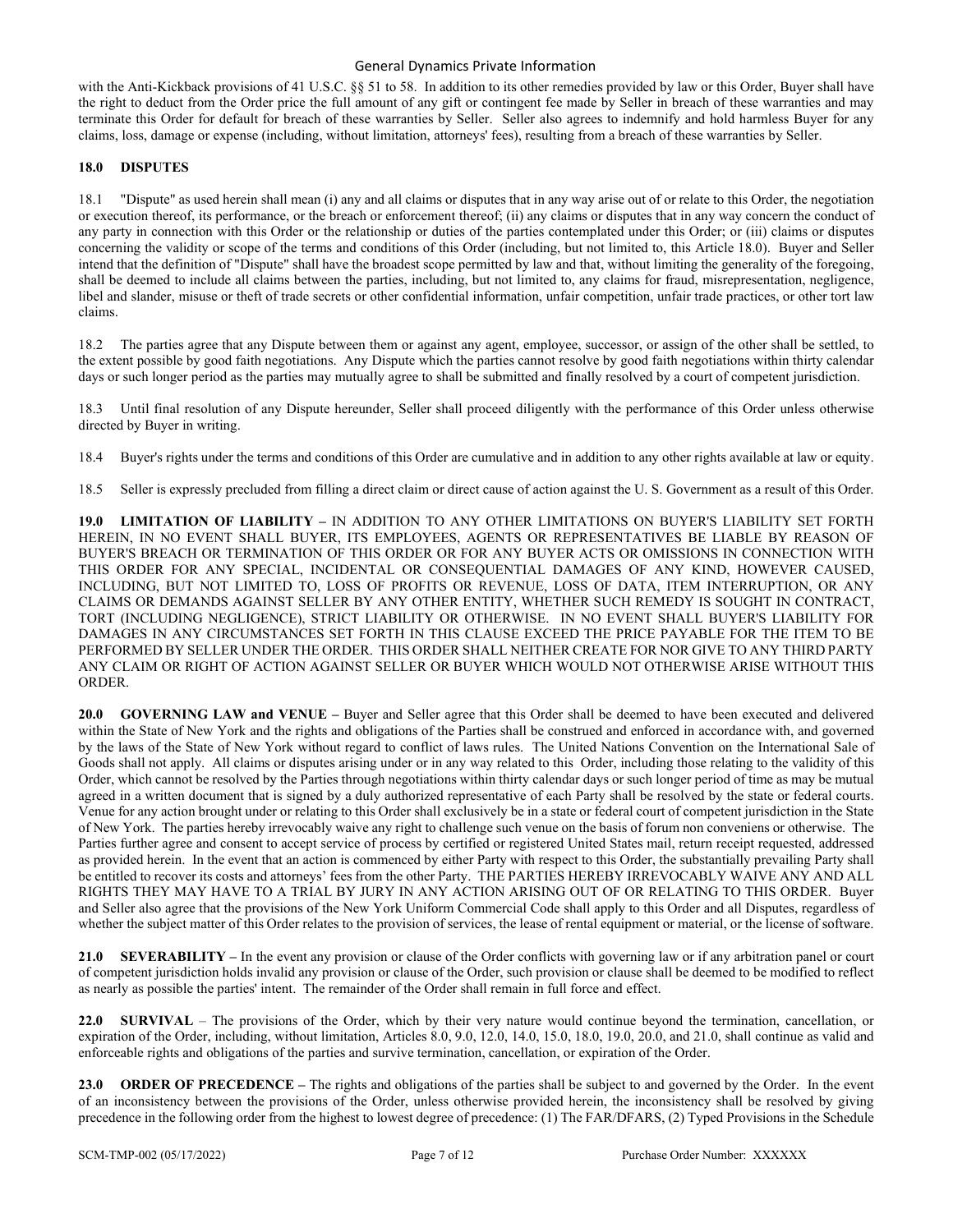with the Anti-Kickback provisions of 41 U.S.C. §§ 51 to 58. In addition to its other remedies provided by law or this Order, Buyer shall have the right to deduct from the Order price the full amount of any gift or contingent fee made by Seller in breach of these warranties and may terminate this Order for default for breach of these warranties by Seller. Seller also agrees to indemnify and hold harmless Buyer for any claims, loss, damage or expense (including, without limitation, attorneys' fees), resulting from a breach of these warranties by Seller.

**18.0 DISPUTES**

18.1 "Dispute" as used herein shall mean (i) any and all claims or disputes that in any way arise out of or relate to this Order, the negotiation or execution thereof, its performance, or the breach or enforcement thereof; (ii) any claims or disputes that in any way concern the conduct of any party in connection with this Order or the relationship or duties of the parties contemplated under this Order; or (iii) claims or disputes concerning the validity or scope of the terms and conditions of this Order (including, but not limited to, this Article 18.0). Buyer and Seller intend that the definition of "Dispute" shall have the broadest scope permitted by law and that, without limiting the generality of the foregoing, shall be deemed to include all claims between the parties, including, but not limited to, any claims for fraud, misrepresentation, negligence, libel and slander, misuse or theft of trade secrets or other confidential information, unfair competition, unfair trade practices, or other tort law claims.

18.2 The parties agree that any Dispute between them or against any agent, employee, successor, or assign of the other shall be settled, to the extent possible by good faith negotiations. Any Dispute which the parties cannot resolve by good faith negotiations within thirty calendar days or such longer period as the parties may mutually agree to shall be submitted and finally resolved by a court of competent jurisdiction.

18.3 Until final resolution of any Dispute hereunder, Seller shall proceed diligently with the performance of this Order unless otherwise directed by Buyer in writing.

18.4 Buyer's rights under the terms and conditions of this Order are cumulative and in addition to any other rights available at law or equity.

18.5 Seller is expressly precluded from filling a direct claim or direct cause of action against the U. S. Government as a result of this Order.

**19.0 LIMITATION OF LIABILITY –** IN ADDITION TO ANY OTHER LIMITATIONS ON BUYER'S LIABILITY SET FORTH HEREIN, IN NO EVENT SHALL BUYER, ITS EMPLOYEES, AGENTS OR REPRESENTATIVES BE LIABLE BY REASON OF BUYER'S BREACH OR TERMINATION OF THIS ORDER OR FOR ANY BUYER ACTS OR OMISSIONS IN CONNECTION WITH THIS ORDER FOR ANY SPECIAL, INCIDENTAL OR CONSEQUENTIAL DAMAGES OF ANY KIND, HOWEVER CAUSED, INCLUDING, BUT NOT LIMITED TO, LOSS OF PROFITS OR REVENUE, LOSS OF DATA, ITEM INTERRUPTION, OR ANY CLAIMS OR DEMANDS AGAINST SELLER BY ANY OTHER ENTITY, WHETHER SUCH REMEDY IS SOUGHT IN CONTRACT, TORT (INCLUDING NEGLIGENCE), STRICT LIABILITY OR OTHERWISE. IN NO EVENT SHALL BUYER'S LIABILITY FOR DAMAGES IN ANY CIRCUMSTANCES SET FORTH IN THIS CLAUSE EXCEED THE PRICE PAYABLE FOR THE ITEM TO BE PERFORMED BY SELLER UNDER THE ORDER. THIS ORDER SHALL NEITHER CREATE FOR NOR GIVE TO ANY THIRD PARTY ANY CLAIM OR RIGHT OF ACTION AGAINST SELLER OR BUYER WHICH WOULD NOT OTHERWISE ARISE WITHOUT THIS ORDER.

**20.0 GOVERNING LAW and VENUE –** Buyer and Seller agree that this Order shall be deemed to have been executed and delivered within the State of New York and the rights and obligations of the Parties shall be construed and enforced in accordance with, and governed by the laws of the State of New York without regard to conflict of laws rules. The United Nations Convention on the International Sale of Goods shall not apply. All claims or disputes arising under or in any way related to this Order, including those relating to the validity of this Order, which cannot be resolved by the Parties through negotiations within thirty calendar days or such longer period of time as may be mutual agreed in a written document that is signed by a duly authorized representative of each Party shall be resolved by the state or federal courts. Venue for any action brought under or relating to this Order shall exclusively be in a state or federal court of competent jurisdiction in the State of New York. The parties hereby irrevocably waive any right to challenge such venue on the basis of forum non conveniens or otherwise. The Parties further agree and consent to accept service of process by certified or registered United States mail, return receipt requested, addressed as provided herein. In the event that an action is commenced by either Party with respect to this Order, the substantially prevailing Party shall be entitled to recover its costs and attorneys' fees from the other Party. THE PARTIES HEREBY IRREVOCABLY WAIVE ANY AND ALL RIGHTS THEY MAY HAVE TO A TRIAL BY JURY IN ANY ACTION ARISING OUT OF OR RELATING TO THIS ORDER. Buyer and Seller also agree that the provisions of the New York Uniform Commercial Code shall apply to this Order and all Disputes, regardless of whether the subject matter of this Order relates to the provision of services, the lease of rental equipment or material, or the license of software.

**21.0 SEVERABILITY –** In the event any provision or clause of the Order conflicts with governing law or if any arbitration panel or court of competent jurisdiction holds invalid any provision or clause of the Order, such provision or clause shall be deemed to be modified to reflect as nearly as possible the parties' intent. The remainder of the Order shall remain in full force and effect.

**22.0 SURVIVAL** – The provisions of the Order, which by their very nature would continue beyond the termination, cancellation, or expiration of the Order, including, without limitation, Articles 8.0, 9.0, 12.0, 14.0, 15.0, 18.0, 19.0, 20.0, and 21.0, shall continue as valid and enforceable rights and obligations of the parties and survive termination, cancellation, or expiration of the Order.

**23.0 ORDER OF PRECEDENCE –** The rights and obligations of the parties shall be subject to and governed by the Order. In the event of an inconsistency between the provisions of the Order, unless otherwise provided herein, the inconsistency shall be resolved by giving precedence in the following order from the highest to lowest degree of precedence: (1) The FAR/DFARS, (2) Typed Provisions in the Schedule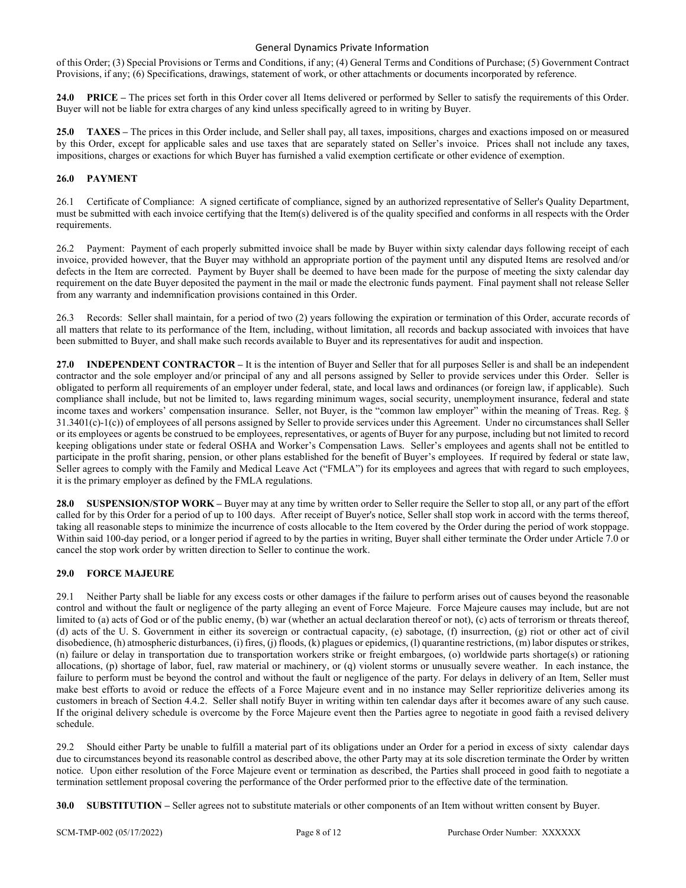of this Order; (3) Special Provisions or Terms and Conditions, if any; (4) General Terms and Conditions of Purchase; (5) Government Contract Provisions, if any; (6) Specifications, drawings, statement of work, or other attachments or documents incorporated by reference.

**24.0 PRICE –** The prices set forth in this Order cover all Items delivered or performed by Seller to satisfy the requirements of this Order. Buyer will not be liable for extra charges of any kind unless specifically agreed to in writing by Buyer.

**25.0 TAXES –** The prices in this Order include, and Seller shall pay, all taxes, impositions, charges and exactions imposed on or measured by this Order, except for applicable sales and use taxes that are separately stated on Seller's invoice. Prices shall not include any taxes, impositions, charges or exactions for which Buyer has furnished a valid exemption certificate or other evidence of exemption.

**26.0 PAYMENT**

26.1 Certificate of Compliance: A signed certificate of compliance, signed by an authorized representative of Seller's Quality Department, must be submitted with each invoice certifying that the Item(s) delivered is of the quality specified and conforms in all respects with the Order requirements.

26.2 Payment: Payment of each properly submitted invoice shall be made by Buyer within sixty calendar days following receipt of each invoice, provided however, that the Buyer may withhold an appropriate portion of the payment until any disputed Items are resolved and/or defects in the Item are corrected. Payment by Buyer shall be deemed to have been made for the purpose of meeting the sixty calendar day requirement on the date Buyer deposited the payment in the mail or made the electronic funds payment. Final payment shall not release Seller from any warranty and indemnification provisions contained in this Order.

26.3 Records: Seller shall maintain, for a period of two (2) years following the expiration or termination of this Order, accurate records of all matters that relate to its performance of the Item, including, without limitation, all records and backup associated with invoices that have been submitted to Buyer, and shall make such records available to Buyer and its representatives for audit and inspection.

**27.0 INDEPENDENT CONTRACTOR –** It is the intention of Buyer and Seller that for all purposes Seller is and shall be an independent contractor and the sole employer and/or principal of any and all persons assigned by Seller to provide services under this Order. Seller is obligated to perform all requirements of an employer under federal, state, and local laws and ordinances (or foreign law, if applicable). Such compliance shall include, but not be limited to, laws regarding minimum wages, social security, unemployment insurance, federal and state income taxes and workers' compensation insurance. Seller, not Buyer, is the "common law employer" within the meaning of Treas. Reg. § 31.3401(c)-1(c)) of employees of all persons assigned by Seller to provide services under this Agreement. Under no circumstances shall Seller or its employees or agents be construed to be employees, representatives, or agents of Buyer for any purpose, including but not limited to record keeping obligations under state or federal OSHA and Worker's Compensation Laws. Seller's employees and agents shall not be entitled to participate in the profit sharing, pension, or other plans established for the benefit of Buyer's employees. If required by federal or state law, Seller agrees to comply with the Family and Medical Leave Act ("FMLA") for its employees and agrees that with regard to such employees, it is the primary employer as defined by the FMLA regulations.

**28.0 SUSPENSION/STOP WORK –** Buyer may at any time by written order to Seller require the Seller to stop all, or any part of the effort called for by this Order for a period of up to 100 days. After receipt of Buyer's notice, Seller shall stop work in accord with the terms thereof, taking all reasonable steps to minimize the incurrence of costs allocable to the Item covered by the Order during the period of work stoppage. Within said 100-day period, or a longer period if agreed to by the parties in writing, Buyer shall either terminate the Order under Article 7.0 or cancel the stop work order by written direction to Seller to continue the work.

**29.0 FORCE MAJEURE**

29.1 Neither Party shall be liable for any excess costs or other damages if the failure to perform arises out of causes beyond the reasonable control and without the fault or negligence of the party alleging an event of Force Majeure. Force Majeure causes may include, but are not limited to (a) acts of God or of the public enemy, (b) war (whether an actual declaration thereof or not), (c) acts of terrorism or threats thereof, (d) acts of the U. S. Government in either its sovereign or contractual capacity, (e) sabotage, (f) insurrection, (g) riot or other act of civil disobedience, (h) atmospheric disturbances, (i) fires, (j) floods, (k) plagues or epidemics, (l) quarantine restrictions, (m) labor disputes or strikes, (n) failure or delay in transportation due to transportation workers strike or freight embargoes, (o) worldwide parts shortage(s) or rationing allocations, (p) shortage of labor, fuel, raw material or machinery, or (q) violent storms or unusually severe weather. In each instance, the failure to perform must be beyond the control and without the fault or negligence of the party. For delays in delivery of an Item, Seller must make best efforts to avoid or reduce the effects of a Force Majeure event and in no instance may Seller reprioritize deliveries among its customers in breach of Section 4.4.2. Seller shall notify Buyer in writing within ten calendar days after it becomes aware of any such cause. If the original delivery schedule is overcome by the Force Majeure event then the Parties agree to negotiate in good faith a revised delivery schedule.

29.2 Should either Party be unable to fulfill a material part of its obligations under an Order for a period in excess of sixty calendar days due to circumstances beyond its reasonable control as described above, the other Party may at its sole discretion terminate the Order by written notice. Upon either resolution of the Force Majeure event or termination as described, the Parties shall proceed in good faith to negotiate a termination settlement proposal covering the performance of the Order performed prior to the effective date of the termination.

**30.0 SUBSTITUTION –** Seller agrees not to substitute materials or other components of an Item without written consent by Buyer.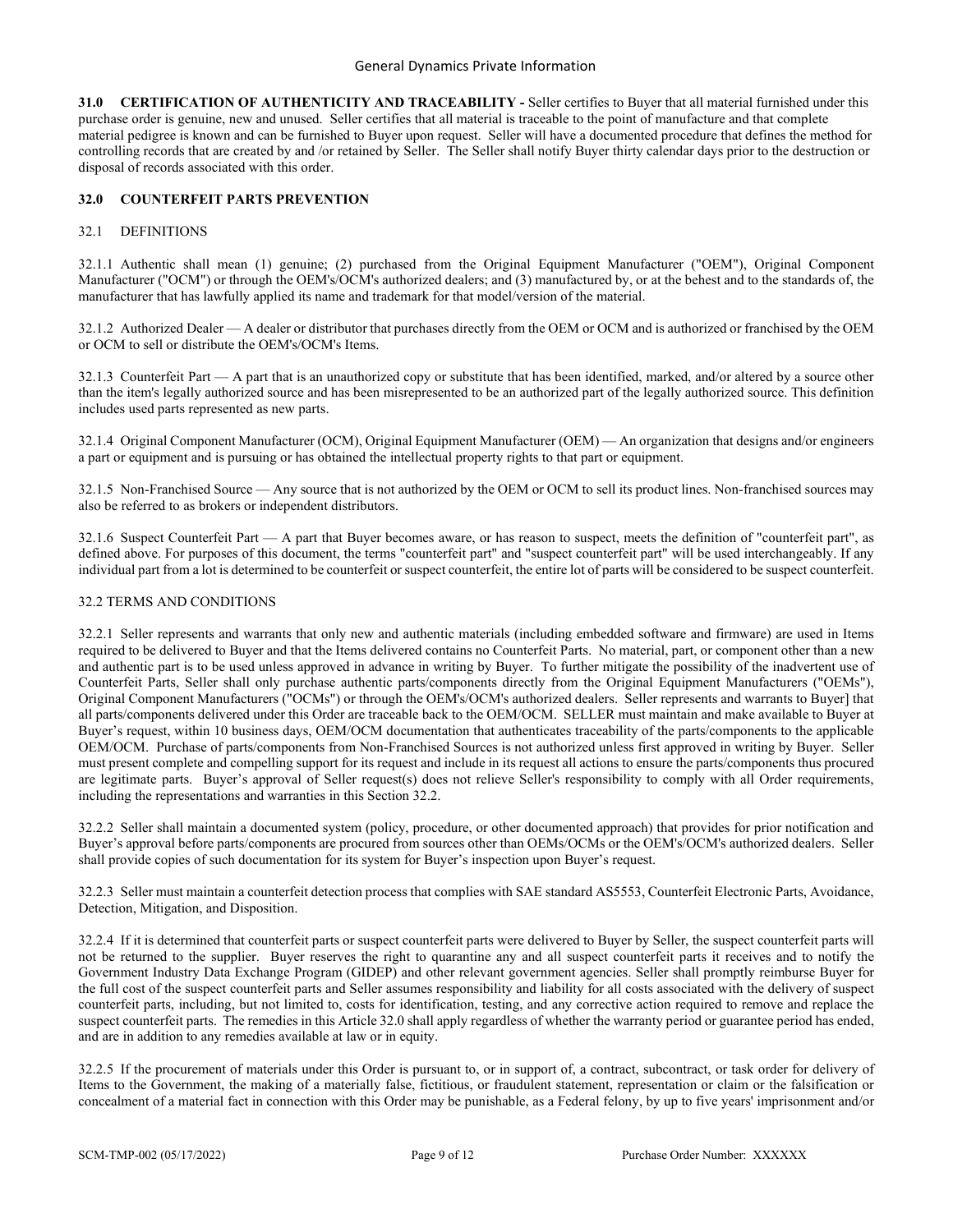**31.0 CERTIFICATION OF AUTHENTICITY AND TRACEABILITY -** Seller certifies to Buyer that all material furnished under this purchase order is genuine, new and unused. Seller certifies that all material is traceable to the point of manufacture and that complete material pedigree is known and can be furnished to Buyer upon request. Seller will have a documented procedure that defines the method for controlling records that are created by and /or retained by Seller. The Seller shall notify Buyer thirty calendar days prior to the destruction or disposal of records associated with this order.

## 32.0 COUNTERFEIT PARTS PREVENTION

### 32.1 DEFINITIONS

32.1.1 Authentic shall mean (1) genuine; (2) purchased from the Original Equipment Manufacturer ("OEM"), Original Component Manufacturer ("OCM") or through the OEM's/OCM's authorized dealers; and (3) manufactured by, or at the behest and to the standards of, the manufacturer that has lawfully applied its name and trademark for that model/version of the material.

32.1.2 Authorized Dealer — A dealer or distributor that purchases directly from the OEM or OCM and is authorized or franchised by the OEM or OCM to sell or distribute the OEM's/OCM's Items.

32.1.3 Counterfeit Part — A part that is an unauthorized copy or substitute that has been identified, marked, and/or altered by a source other than the item's legally authorized source and has been misrepresented to be an authorized part of the legally authorized source. This definition includes used parts represented as new parts.

32.1.4 Original Component Manufacturer (OCM), Original Equipment Manufacturer (OEM) — An organization that designs and/or engineers a part or equipment and is pursuing or has obtained the intellectual property rights to that part or equipment.

32.1.5 Non-Franchised Source — Any source that is not authorized by the OEM or OCM to sell its product lines. Non-franchised sources may also be referred to as brokers or independent distributors.

32.1.6 Suspect Counterfeit Part — A part that Buyer becomes aware, or has reason to suspect, meets the definition of "counterfeit part", as defined above. For purposes of this document, the terms "counterfeit part" and "suspect counterfeit part" will be used interchangeably. If any individual part from a lot is determined to be counterfeit or suspect counterfeit, the entire lot of parts will be considered to be suspect counterfeit.

### 32.2 TERMS AND CONDITIONS

32.2.1 Seller represents and warrants that only new and authentic materials (including embedded software and firmware) are used in Items required to be delivered to Buyer and that the Items delivered contains no Counterfeit Parts. No material, part, or component other than a new and authentic part is to be used unless approved in advance in writing by Buyer. To further mitigate the possibility of the inadvertent use of Counterfeit Parts, Seller shall only purchase authentic parts/components directly from the Original Equipment Manufacturers ("OEMs"), Original Component Manufacturers ("OCMs") or through the OEM's/OCM's authorized dealers. Seller represents and warrants to Buyer] that all parts/components delivered under this Order are traceable back to the OEM/OCM. SELLER must maintain and make available to Buyer at Buyer's request, within 10 business days, OEM/OCM documentation that authenticates traceability of the parts/components to the applicable OEM/OCM. Purchase of parts/components from Non-Franchised Sources is not authorized unless first approved in writing by Buyer. Seller must present complete and compelling support for its request and include in its request all actions to ensure the parts/components thus procured are legitimate parts. Buyer's approval of Seller request(s) does not relieve Seller's responsibility to comply with all Order requirements, including the representations and warranties in this Section 32.2.

32.2.2 Seller shall maintain a documented system (policy, procedure, or other documented approach) that provides for prior notification and Buyer's approval before parts/components are procured from sources other than OEMs/OCMs or the OEM's/OCM's authorized dealers. Seller shall provide copies of such documentation for its system for Buyer's inspection upon Buyer's request.

32.2.3 Seller must maintain a counterfeit detection process that complies with SAE standard AS5553, Counterfeit Electronic Parts, Avoidance, Detection, Mitigation, and Disposition.

32.2.4 If it is determined that counterfeit parts or suspect counterfeit parts were delivered to Buyer by Seller, the suspect counterfeit parts will not be returned to the supplier. Buyer reserves the right to quarantine any and all suspect counterfeit parts it receives and to notify the Government Industry Data Exchange Program (GIDEP) and other relevant government agencies. Seller shall promptly reimburse Buyer for the full cost of the suspect counterfeit parts and Seller assumes responsibility and liability for all costs associated with the delivery of suspect counterfeit parts, including, but not limited to, costs for identification, testing, and any corrective action required to remove and replace the suspect counterfeit parts. The remedies in this Article 32.0 shall apply regardless of whether the warranty period or guarantee period has ended, and are in addition to any remedies available at law or in equity.

32.2.5 If the procurement of materials under this Order is pursuant to, or in support of, a contract, subcontract, or task order for delivery of Items to the Government, the making of a materially false, fictitious, or fraudulent statement, representation or claim or the falsification or concealment of a material fact in connection with this Order may be punishable, as a Federal felony, by up to five years' imprisonment and/or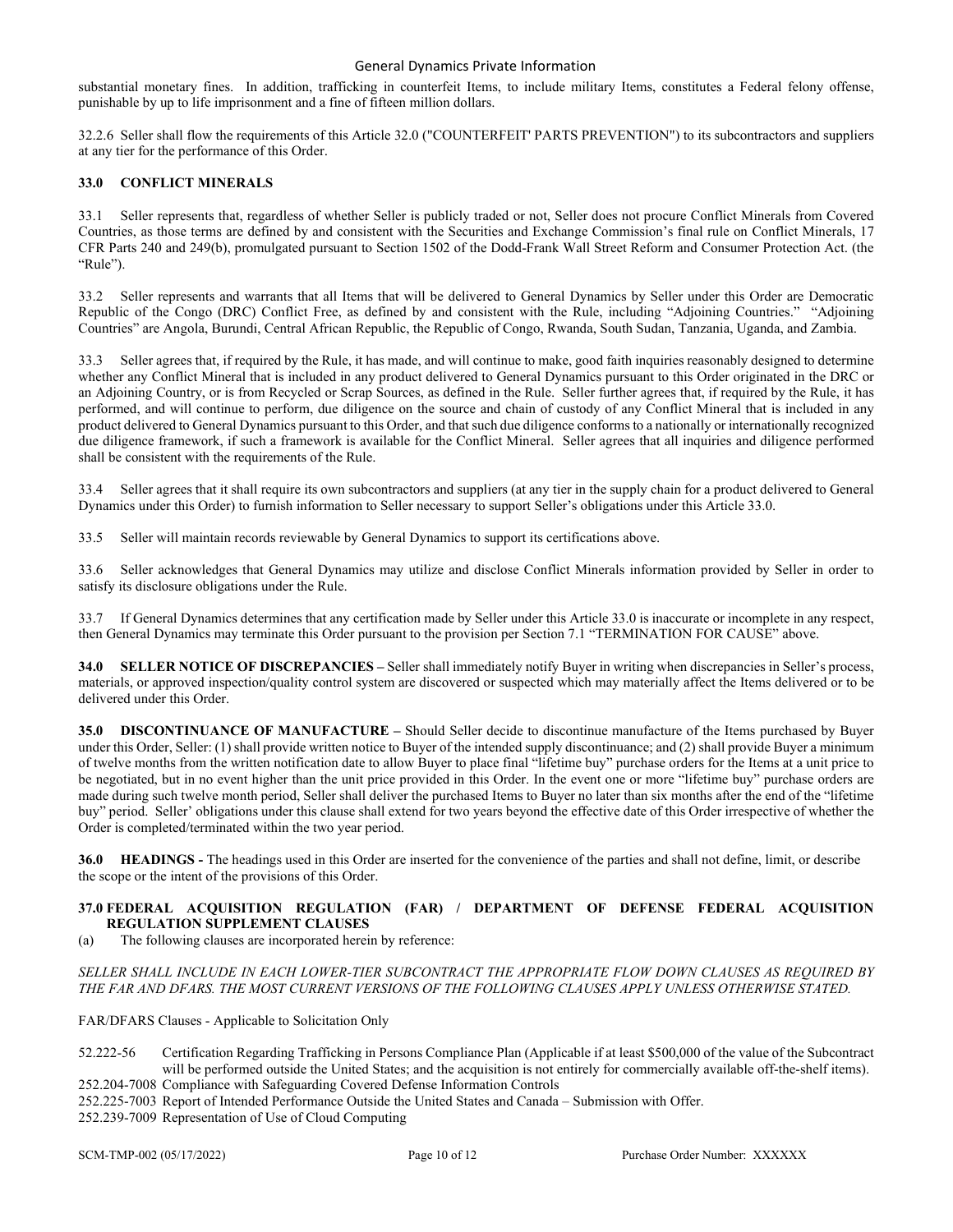substantial monetary fines. In addition, trafficking in counterfeit Items, to include military Items, constitutes a Federal felony offense, punishable by up to life imprisonment and a fine of fifteen million dollars.

32.2.6 Seller shall flow the requirements of this Article 32.0 ("COUNTERFEIT' PARTS PREVENTION") to its subcontractors and suppliers at any tier for the performance of this Order.

**33.0 CONFLICT MINERALS**

33.1 Seller represents that, regardless of whether Seller is publicly traded or not, Seller does not procure Conflict Minerals from Covered Countries, as those terms are defined by and consistent with the Securities and Exchange Commission's final rule on Conflict Minerals, 17 CFR Parts 240 and 249(b), promulgated pursuant to Section 1502 of the Dodd-Frank Wall Street Reform and Consumer Protection Act. (the "Rule").

33.2 Seller represents and warrants that all Items that will be delivered to General Dynamics by Seller under this Order are Democratic Republic of the Congo (DRC) Conflict Free, as defined by and consistent with the Rule, including "Adjoining Countries." "Adjoining Countries" are Angola, Burundi, Central African Republic, the Republic of Congo, Rwanda, South Sudan, Tanzania, Uganda, and Zambia.

33.3 Seller agrees that, if required by the Rule, it has made, and will continue to make, good faith inquiries reasonably designed to determine whether any Conflict Mineral that is included in any product delivered to General Dynamics pursuant to this Order originated in the DRC or an Adjoining Country, or is from Recycled or Scrap Sources, as defined in the Rule. Seller further agrees that, if required by the Rule, it has performed, and will continue to perform, due diligence on the source and chain of custody of any Conflict Mineral that is included in any product delivered to General Dynamics pursuant to this Order, and that such due diligence conforms to a nationally or internationally recognized due diligence framework, if such a framework is available for the Conflict Mineral. Seller agrees that all inquiries and diligence performed shall be consistent with the requirements of the Rule.

33.4 Seller agrees that it shall require its own subcontractors and suppliers (at any tier in the supply chain for a product delivered to General Dynamics under this Order) to furnish information to Seller necessary to support Seller's obligations under this Article 33.0.

33.5 Seller will maintain records reviewable by General Dynamics to support its certifications above.

33.6 Seller acknowledges that General Dynamics may utilize and disclose Conflict Minerals information provided by Seller in order to satisfy its disclosure obligations under the Rule.

33.7 If General Dynamics determines that any certification made by Seller under this Article 33.0 is inaccurate or incomplete in any respect, then General Dynamics may terminate this Order pursuant to the provision per Section 7.1 "TERMINATION FOR CAUSE" above.

**34.0 SELLER NOTICE OF DISCREPANCIES –** Seller shall immediately notify Buyer in writing when discrepancies in Seller's process, materials, or approved inspection/quality control system are discovered or suspected which may materially affect the Items delivered or to be delivered under this Order.

**35.0 DISCONTINUANCE OF MANUFACTURE –** Should Seller decide to discontinue manufacture of the Items purchased by Buyer under this Order, Seller: (1) shall provide written notice to Buyer of the intended supply discontinuance; and (2) shall provide Buyer a minimum of twelve months from the written notification date to allow Buyer to place final "lifetime buy" purchase orders for the Items at a unit price to be negotiated, but in no event higher than the unit price provided in this Order. In the event one or more "lifetime buy" purchase orders are made during such twelve month period, Seller shall deliver the purchased Items to Buyer no later than six months after the end of the "lifetime buy" period. Seller' obligations under this clause shall extend for two years beyond the effective date of this Order irrespective of whether the Order is completed/terminated within the two year period.

**36.0 HEADINGS -** The headings used in this Order are inserted for the convenience of the parties and shall not define, limit, or describe the scope or the intent of the provisions of this Order.

**37.0 FEDERAL ACQUISITION REGULATION (FAR) / DEPARTMENT OF DEFENSE FEDERAL ACQUISITION REGULATION SUPPLEMENT CLAUSES**

(a) The following clauses are incorporated herein by reference:

*SELLER SHALL INCLUDE IN EACH LOWER-TIER SUBCONTRACT THE APPROPRIATE FLOW DOWN CLAUSES AS REQUIRED BY THE FAR AND DFARS. THE MOST CURRENT VERSIONS OF THE FOLLOWING CLAUSES APPLY UNLESS OTHERWISE STATED.*

FAR/DFARS Clauses - Applicable to Solicitation Only

52.222-56 Certification Regarding Trafficking in Persons Compliance Plan (Applicable if at least $500,000 of the value of the Subcontract will be performed outside the United States; and the acquisition is not entirely for commercially available off-the-shelf items).

252.204-7008 Compliance with Safeguarding Covered Defense Information Controls

252.225-7003 Report of Intended Performance Outside the United States and Canada – Submission with Offer.

252.239-7009 Representation of Use of Cloud Computing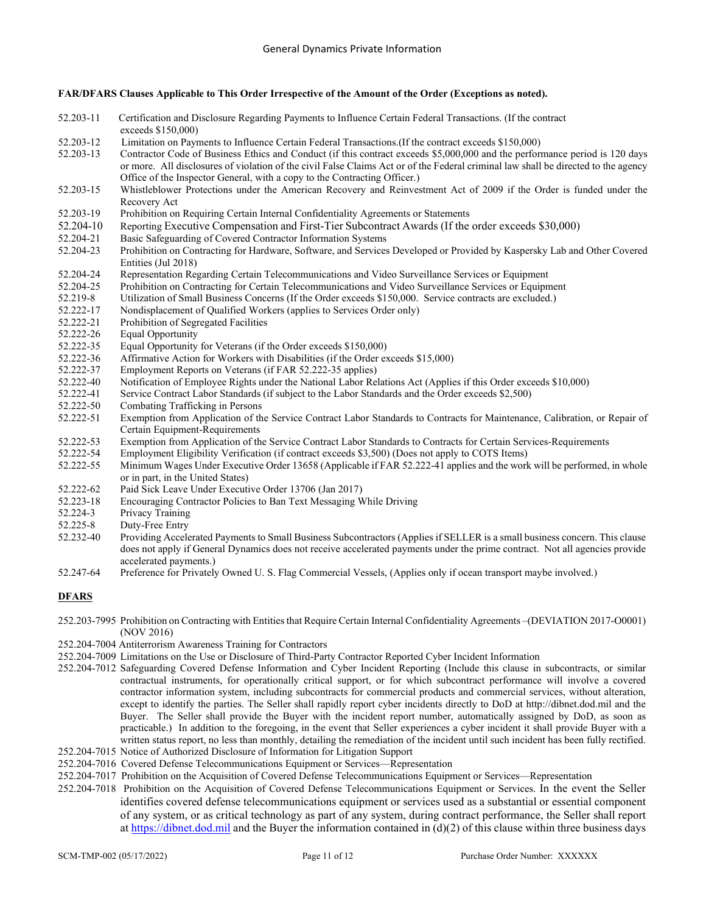**FAR/DFARS Clauses Applicable to This Order Irrespective of the Amount of the Order (Exceptions as noted).**

| | |
|---|---|
| 52.203-11 | Certification and Disclosure Regarding Payments to Influence Certain Federal Transactions. (If the contract exceeds $150,000) |
| 52.203-12 | Limitation on Payments to Influence Certain Federal Transactions.(If the contract exceeds $150,000) |
| 52.203-13 | Contractor Code of Business Ethics and Conduct (if this contract exceeds $5,000,000 and the performance period is 120 days or more. All disclosures of violation of the civil False Claims Act or of the Federal criminal law shall be directed to the agency Office of the Inspector General, with a copy to the Contracting Officer.) |
| 52.203-15 | Whistleblower Protections under the American Recovery and Reinvestment Act of 2009 if the Order is funded under the Recovery Act |
| 52.203-19 | Prohibition on Requiring Certain Internal Confidentiality Agreements or Statements |
| 52.204-10 | Reporting Executive Compensation and First-Tier Subcontract Awards (If the order exceeds $30,000) |
| 52.204-21 | Basic Safeguarding of Covered Contractor Information Systems |
| 52.204-23 | Prohibition on Contracting for Hardware, Software, and Services Developed or Provided by Kaspersky Lab and Other Covered Entities (Jul 2018) |
| 52.204-24 | Representation Regarding Certain Telecommunications and Video Surveillance Services or Equipment |
| 52.204-25 | Prohibition on Contracting for Certain Telecommunications and Video Surveillance Services or Equipment |
| 52.219-8 | Utilization of Small Business Concerns (If the Order exceeds $150,000. Service contracts are excluded.) |
| 52.222-17 | Nondisplacement of Qualified Workers (applies to Services Order only) |
| 52.222-21 | Prohibition of Segregated Facilities |
| 52.222-26 | Equal Opportunity |
| 52.222-35 | Equal Opportunity for Veterans (if the Order exceeds $150,000) |
| 52.222-36 | Affirmative Action for Workers with Disabilities (if the Order exceeds $15,000) |
| 52.222-37 | Employment Reports on Veterans (if FAR 52.222-35 applies) |
| 52.222-40 | Notification of Employee Rights under the National Labor Relations Act (Applies if this Order exceeds $10,000) |
| 52.222-41 | Service Contract Labor Standards (if subject to the Labor Standards and the Order exceeds $2,500) |
| 52.222-50 | Combating Trafficking in Persons |
| 52.222-51 | Exemption from Application of the Service Contract Labor Standards to Contracts for Maintenance, Calibration, or Repair of Certain Equipment-Requirements |
| 52.222-53 | Exemption from Application of the Service Contract Labor Standards to Contracts for Certain Services-Requirements |
| 52.222-54 | Employment Eligibility Verification (if contract exceeds $3,500) (Does not apply to COTS Items) |
| 52.222-55 | Minimum Wages Under Executive Order 13658 (Applicable if FAR 52.222-41 applies and the work will be performed, in whole or in part, in the United States) |
| 52.222-62 | Paid Sick Leave Under Executive Order 13706 (Jan 2017) |
| 52.223-18 | Encouraging Contractor Policies to Ban Text Messaging While Driving |
| 52.224-3 | Privacy Training |
| 52.225-8 | Duty-Free Entry |
| 52.232-40 | Providing Accelerated Payments to Small Business Subcontractors (Applies if SELLER is a small business concern. This clause does not apply if General Dynamics does not receive accelerated payments under the prime contract. Not all agencies provide accelerated payments.) |
| 52.247-64 | Preference for Privately Owned U. S. Flag Commercial Vessels, (Applies only if ocean transport maybe involved.) |

**DFARS**

252.203-7995 Prohibition on Contracting with Entities that Require Certain Internal Confidentiality Agreements –(DEVIATION 2017-O0001) (NOV 2016)

252.204-7004 Antiterrorism Awareness Training for Contractors

252.204-7009 Limitations on the Use or Disclosure of Third-Party Contractor Reported Cyber Incident Information

252.204-7012 Safeguarding Covered Defense Information and Cyber Incident Reporting (Include this clause in subcontracts, or similar contractual instruments, for operationally critical support, or for which subcontract performance will involve a covered contractor information system, including subcontracts for commercial products and commercial services, without alteration, except to identify the parties. The Seller shall rapidly report cyber incidents directly to DoD at http://dibnet.dod.mil and the Buyer. The Seller shall provide the Buyer with the incident report number, automatically assigned by DoD, as soon as practicable.) In addition to the foregoing, in the event that Seller experiences a cyber incident it shall provide Buyer with a written status report, no less than monthly, detailing the remediation of the incident until such incident has been fully rectified.

252.204-7015 Notice of Authorized Disclosure of Information for Litigation Support

252.204-7016 Covered Defense Telecommunications Equipment or Services—Representation

252.204-7017 Prohibition on the Acquisition of Covered Defense Telecommunications Equipment or Services—Representation

252.204-7018 Prohibition on the Acquisition of Covered Defense Telecommunications Equipment or Services. In the event the Seller identifies covered defense telecommunications equipment or services used as a substantial or essential component of any system, or as critical technology as part of any system, during contract performance, the Seller shall report at https://dibnet.dod.mil and the Buyer the information contained in (d)(2) of this clause within three business days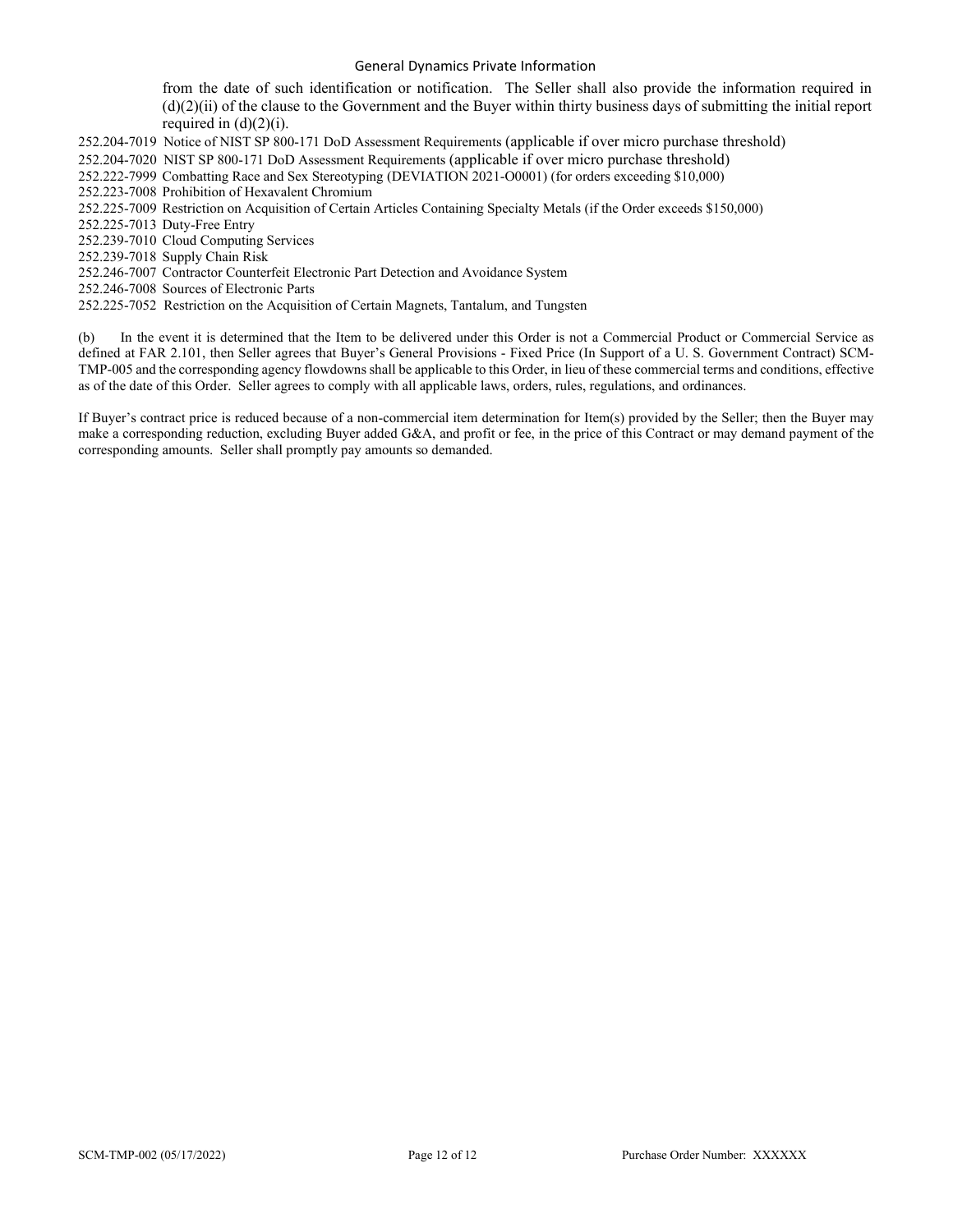from the date of such identification or notification. The Seller shall also provide the information required in (d)(2)(ii) of the clause to the Government and the Buyer within thirty business days of submitting the initial report required in (d)(2)(i).

252.204-7019 Notice of NIST SP 800-171 DoD Assessment Requirements (applicable if over micro purchase threshold)
252.204-7020 NIST SP 800-171 DoD Assessment Requirements (applicable if over micro purchase threshold)
252.222-7999 Combatting Race and Sex Stereotyping (DEVIATION 2021-O0001) (for orders exceeding $10,000)
252.223-7008 Prohibition of Hexavalent Chromium
252.225-7009 Restriction on Acquisition of Certain Articles Containing Specialty Metals (if the Order exceeds $150,000)
252.225-7013 Duty-Free Entry
252.239-7010 Cloud Computing Services
252.239-7018 Supply Chain Risk
252.246-7007 Contractor Counterfeit Electronic Part Detection and Avoidance System
252.246-7008 Sources of Electronic Parts
252.225-7052 Restriction on the Acquisition of Certain Magnets, Tantalum, and Tungsten

(b) In the event it is determined that the Item to be delivered under this Order is not a Commercial Product or Commercial Service as defined at FAR 2.101, then Seller agrees that Buyer's General Provisions - Fixed Price (In Support of a U. S. Government Contract) SCM-TMP-005 and the corresponding agency flowdowns shall be applicable to this Order, in lieu of these commercial terms and conditions, effective as of the date of this Order. Seller agrees to comply with all applicable laws, orders, rules, regulations, and ordinances.

If Buyer's contract price is reduced because of a non-commercial item determination for Item(s) provided by the Seller; then the Buyer may make a corresponding reduction, excluding Buyer added G&A, and profit or fee, in the price of this Contract or may demand payment of the corresponding amounts. Seller shall promptly pay amounts so demanded.